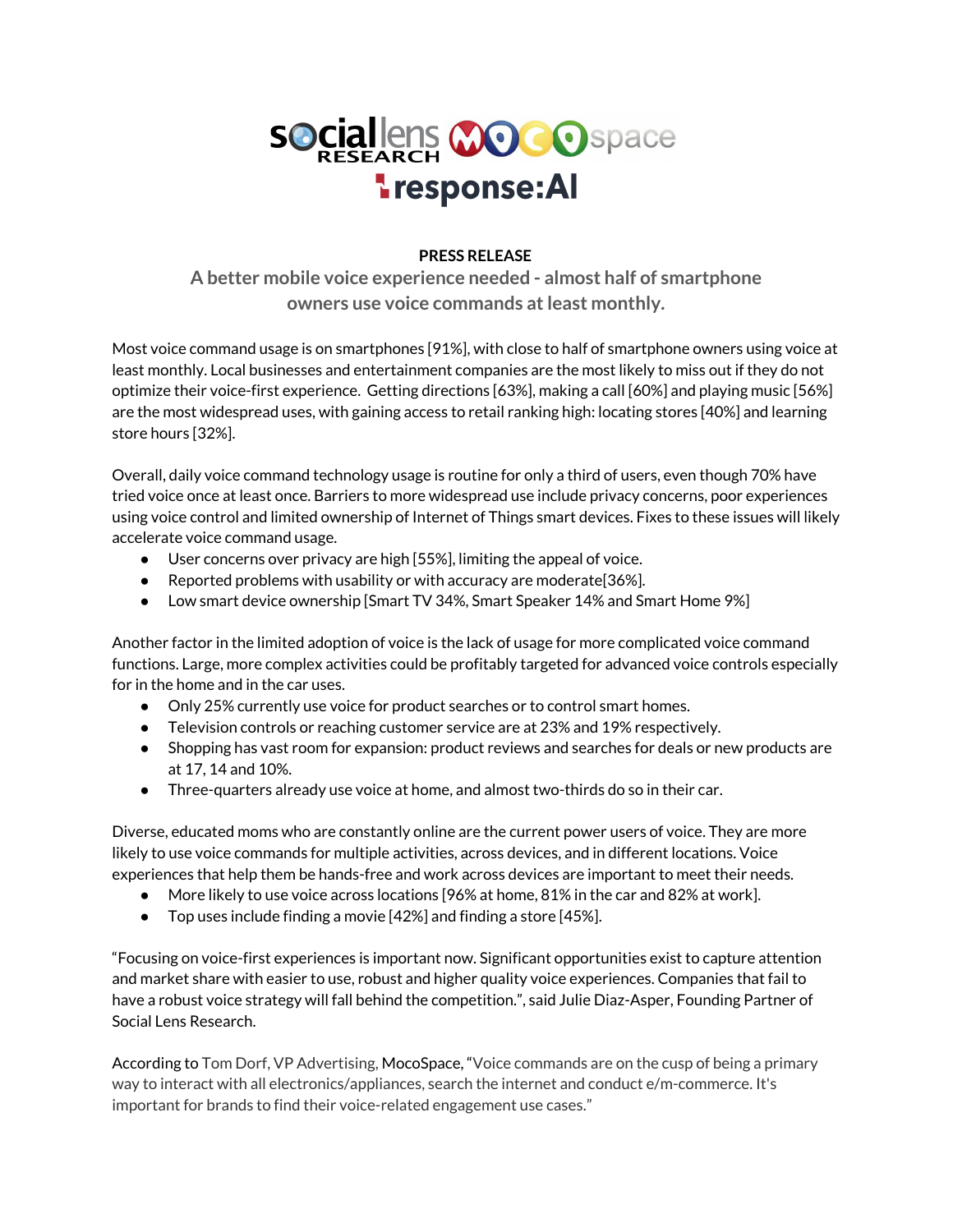**PRESS RELEASE**

## A better mobile voice experience needed - almost half of smartphone owners use voice commands at least monthly.

Most voice command usage is on smartphones [91%], with close to half of smartphone owners using voice at least monthly. Local businesses and entertainment companies are the most likely to miss out if they do not optimize their voice-first experience. Getting directions [63%], making a call [60%] and playing music [56%] are the most widespread uses, with gaining access to retail ranking high: locating stores [40%] and learning store hours [32%].

Overall, daily voice command technology usage is routine for only a third of users, even though 70% have tried voice once at least once. Barriers to more widespread use include privacy concerns, poor experiences using voice control and limited ownership of Internet of Things smart devices. Fixes to these issues will likely accelerate voice command usage.

- User concerns over privacy are high [55%], limiting the appeal of voice.
- Reported problems with usability or with accuracy are moderate[36%].
- Low smart device ownership [Smart TV 34%, Smart Speaker 14% and Smart Home 9%]

Another factor in the limited adoption of voice is the lack of usage for more complicated voice command functions. Large, more complex activities could be profitably targeted for advanced voice controls especially for in the home and in the car uses.

- Only 25% currently use voice for product searches or to control smart homes.
- Television controls or reaching customer service are at 23% and 19% respectively.
- Shopping has vast room for expansion: product reviews and searches for deals or new products are at 17, 14 and 10%.
- Three-quarters already use voice at home, and almost two-thirds do so in their car.

Diverse, educated moms who are constantly online are the current power users of voice. They are more likely to use voice commands for multiple activities, across devices, and in different locations. Voice experiences that help them be hands-free and work across devices are important to meet their needs.

- More likely to use voice across locations [96% at home, 81% in the car and 82% at work].
- Top uses include finding a movie [42%] and finding a store [45%].

"Focusing on voice-first experiences is important now. Significant opportunities exist to capture attention and market share with easier to use, robust and higher quality voice experiences. Companies that fail to have a robust voice strategy will fall behind the competition.", said Julie Diaz-Asper, Founding Partner of Social Lens Research.

According to Tom Dorf, VP Advertising, MocoSpace, "Voice commands are on the cusp of being a primary way to interact with all electronics/appliances, search the internet and conduct e/m-commerce. It's important for brands to find their voice-related engagement use cases."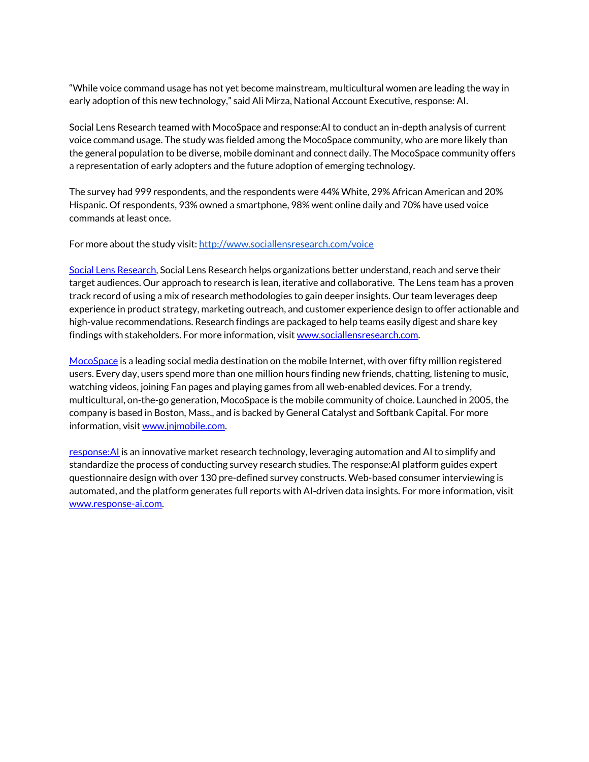"While voice command usage has not yet become mainstream, multicultural women are leading the way in early adoption of this new technology," said Ali Mirza, National Account Executive, response: AI.

Social Lens Research teamed with MocoSpace and response:AI to conduct an in-depth analysis of current voice command usage. The study was fielded among the MocoSpace community, who are more likely than the general population to be diverse, mobile dominant and connect daily. The MocoSpace community offers a representation of early adopters and the future adoption of emerging technology.

The survey had 999 respondents, and the respondents were 44% White, 29% African American and 20% Hispanic. Of respondents, 93% owned a smartphone, 98% went online daily and 70% have used voice commands at least once.

For more about the study visit: [http://www.sociallensresearch.com/voice](http://www.sociallensresearch.com/voice)

[Social Lens Research](http://www.sociallensresearch.com), Social Lens Research helps organizations better understand, reach and serve their target audiences. Our approach to research is lean, iterative and collaborative. The Lens team has a proven track record of using a mix of research methodologies to gain deeper insights. Our team leverages deep experience in product strategy, marketing outreach, and customer experience design to offer actionable and high-value recommendations. Research findings are packaged to help teams easily digest and share key findings with stakeholders. For more information, visit [www.sociallensresearch.com](http://www.sociallensresearch.com).

[MocoSpace](http://www.jnjmobile.com) is a leading social media destination on the mobile Internet, with over fifty million registered users. Every day, users spend more than one million hours finding new friends, chatting, listening to music, watching videos, joining Fan pages and playing games from all web-enabled devices. For a trendy, multicultural, on-the-go generation, MocoSpace is the mobile community of choice. Launched in 2005, the company is based in Boston, Mass., and is backed by General Catalyst and Softbank Capital. For more information, visit [www.jnjmobile.com](http://www.jnjmobile.com).

[response:AI](http://www.response-ai.com) is an innovative market research technology, leveraging automation and AI to simplify and standardize the process of conducting survey research studies. The response:AI platform guides expert questionnaire design with over 130 pre-defined survey constructs. Web-based consumer interviewing is automated, and the platform generates full reports with AI-driven data insights. For more information, visit [www.response-ai.com](http://www.response-ai.com).